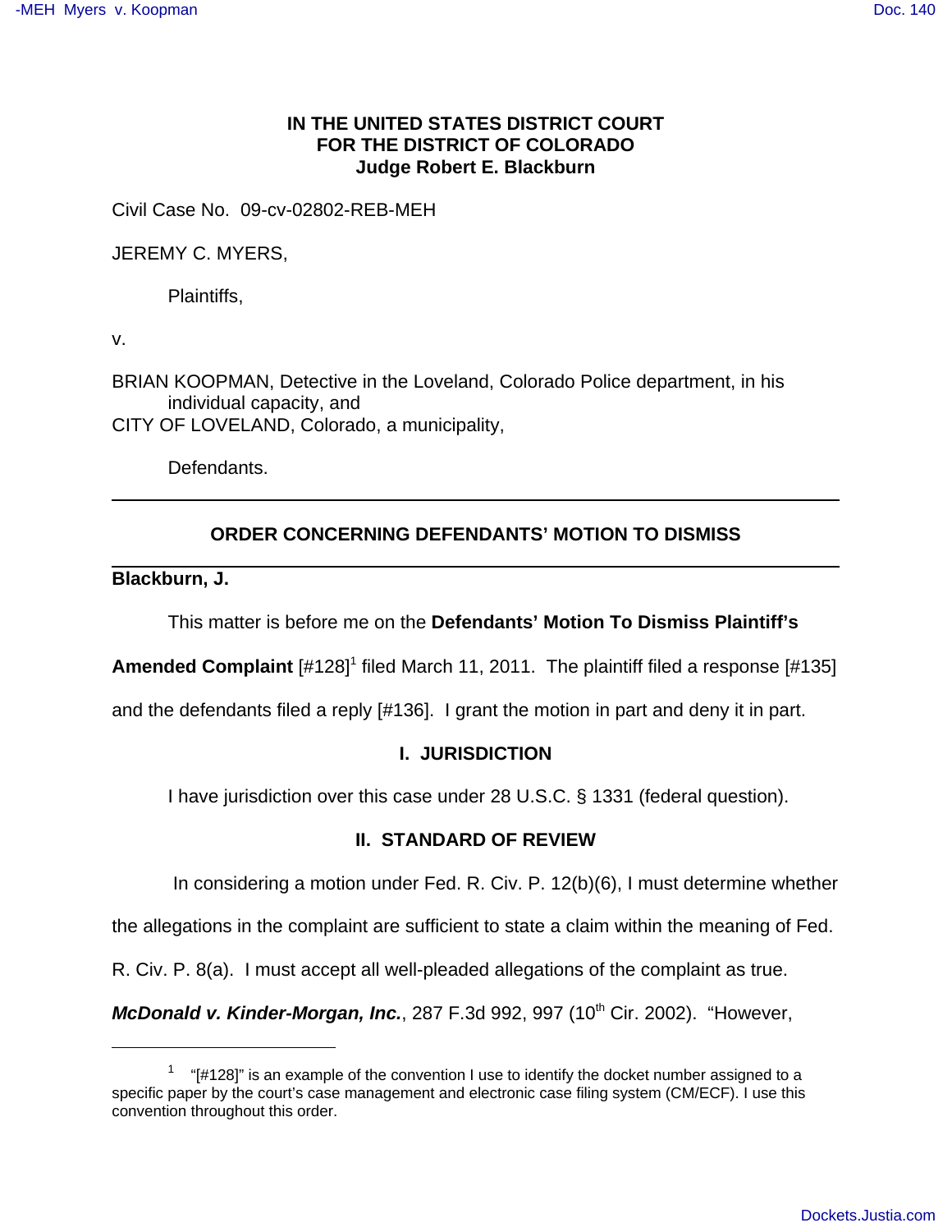**IN THE UNITED STATES DISTRICT COURT**
**FOR THE DISTRICT OF COLORADO**
**Judge Robert E. Blackburn**

Civil Case No. 09-cv-02802-REB-MEH

JEREMY C. MYERS,

Plaintiffs,

v.

BRIAN KOOPMAN, Detective in the Loveland, Colorado Police department, in his individual capacity, and
CITY OF LOVELAND, Colorado, a municipality,

Defendants.

---

## ORDER CONCERNING DEFENDANTS' MOTION TO DISMISS

---

**Blackburn, J.**

This matter is before me on the **Defendants' Motion To Dismiss Plaintiff's Amended Complaint** [#128][1] filed March 11, 2011. The plaintiff filed a response [#135] and the defendants filed a reply [#136]. I grant the motion in part and deny it in part.

### I. JURISDICTION

I have jurisdiction over this case under 28 U.S.C. § 1331 (federal question).

### II. STANDARD OF REVIEW

In considering a motion under Fed. R. Civ. P. 12(b)(6), I must determine whether the allegations in the complaint are sufficient to state a claim within the meaning of Fed. R. Civ. P. 8(a). I must accept all well-pleaded allegations of the complaint as true. ***McDonald v. Kinder-Morgan, Inc.***, 287 F.3d 992, 997 (10th Cir. 2002). "However,

---

[1] "[#128]" is an example of the convention I use to identify the docket number assigned to a specific paper by the court's case management and electronic case filing system (CM/ECF). I use this convention throughout this order.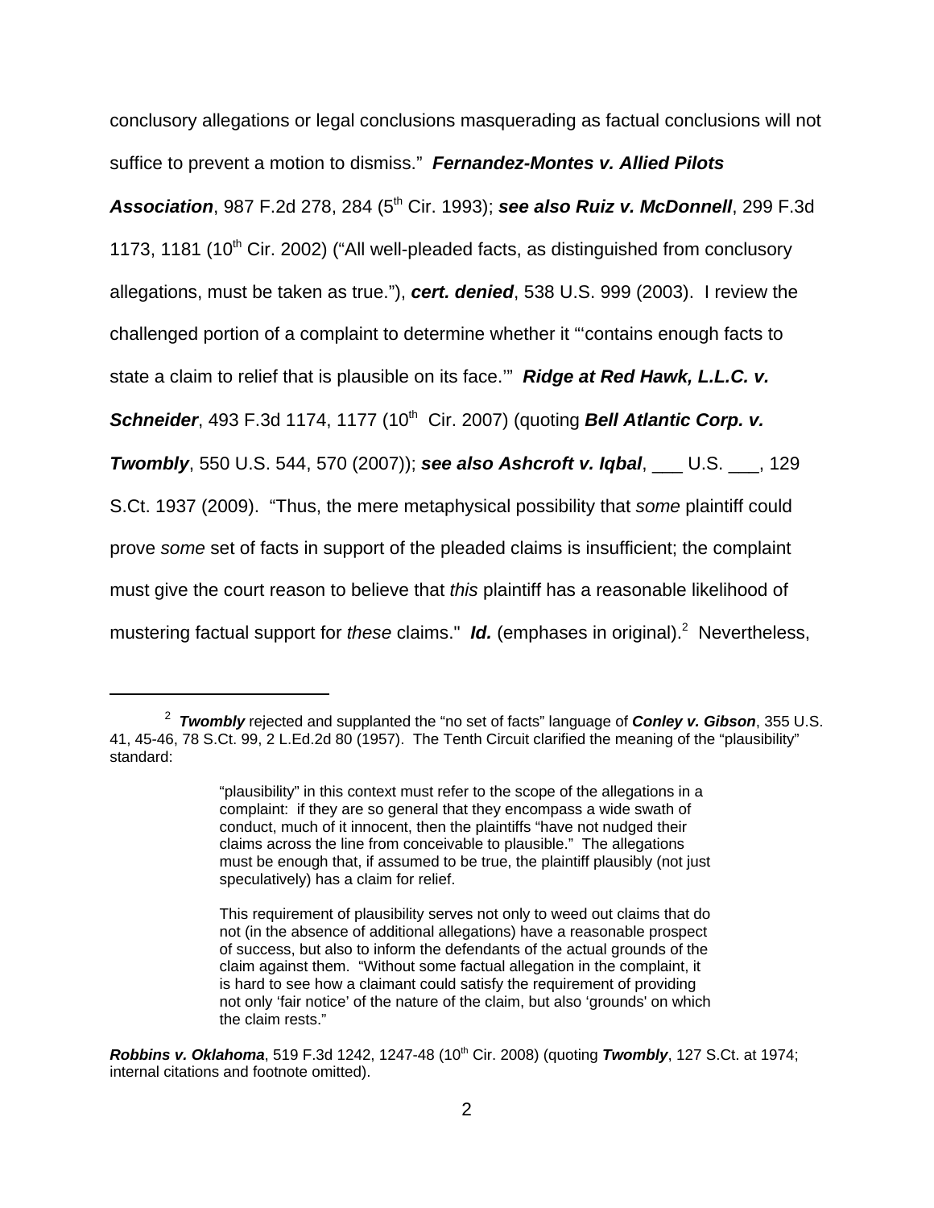conclusory allegations or legal conclusions masquerading as factual conclusions will not suffice to prevent a motion to dismiss." ***Fernandez-Montes v. Allied Pilots Association***, 987 F.2d 278, 284 (5th Cir. 1993); ***see also Ruiz v. McDonnell***, 299 F.3d 1173, 1181 (10th Cir. 2002) ("All well-pleaded facts, as distinguished from conclusory allegations, must be taken as true."), ***cert. denied***, 538 U.S. 999 (2003). I review the challenged portion of a complaint to determine whether it "'contains enough facts to state a claim to relief that is plausible on its face.'" ***Ridge at Red Hawk, L.L.C. v. Schneider***, 493 F.3d 1174, 1177 (10th Cir. 2007) (quoting ***Bell Atlantic Corp. v. Twombly***, 550 U.S. 544, 570 (2007)); ***see also Ashcroft v. Iqbal***, ___ U.S. ___, 129 S.Ct. 1937 (2009). "Thus, the mere metaphysical possibility that *some* plaintiff could prove *some* set of facts in support of the pleaded claims is insufficient; the complaint must give the court reason to believe that *this* plaintiff has a reasonable likelihood of mustering factual support for *these* claims." ***Id.*** (emphases in original).[2] Nevertheless,

---

[2] ***Twombly*** rejected and supplanted the "no set of facts" language of ***Conley v. Gibson***, 355 U.S. 41, 45-46, 78 S.Ct. 99, 2 L.Ed.2d 80 (1957). The Tenth Circuit clarified the meaning of the "plausibility" standard:

> "plausibility" in this context must refer to the scope of the allegations in a complaint: if they are so general that they encompass a wide swath of conduct, much of it innocent, then the plaintiffs "have not nudged their claims across the line from conceivable to plausible." The allegations must be enough that, if assumed to be true, the plaintiff plausibly (not just speculatively) has a claim for relief.
>
> This requirement of plausibility serves not only to weed out claims that do not (in the absence of additional allegations) have a reasonable prospect of success, but also to inform the defendants of the actual grounds of the claim against them. "Without some factual allegation in the complaint, it is hard to see how a claimant could satisfy the requirement of providing not only 'fair notice' of the nature of the claim, but also 'grounds' on which the claim rests."

***Robbins v. Oklahoma***, 519 F.3d 1242, 1247-48 (10th Cir. 2008) (quoting ***Twombly***, 127 S.Ct. at 1974; internal citations and footnote omitted).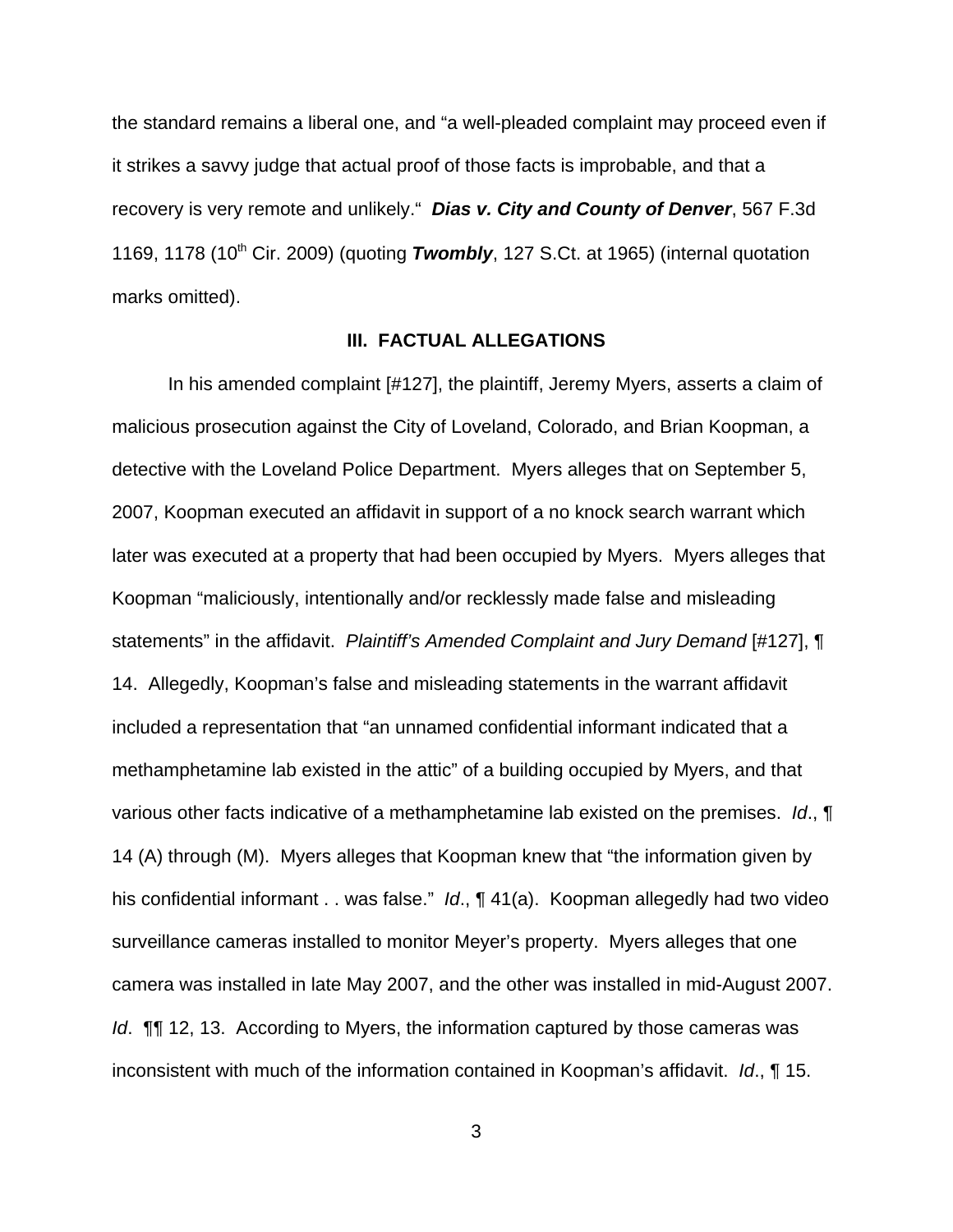the standard remains a liberal one, and "a well-pleaded complaint may proceed even if it strikes a savvy judge that actual proof of those facts is improbable, and that a recovery is very remote and unlikely." ***Dias v. City and County of Denver***, 567 F.3d 1169, 1178 (10th Cir. 2009) (quoting ***Twombly***, 127 S.Ct. at 1965) (internal quotation marks omitted).

### III. FACTUAL ALLEGATIONS

In his amended complaint [#127], the plaintiff, Jeremy Myers, asserts a claim of malicious prosecution against the City of Loveland, Colorado, and Brian Koopman, a detective with the Loveland Police Department. Myers alleges that on September 5, 2007, Koopman executed an affidavit in support of a no knock search warrant which later was executed at a property that had been occupied by Myers. Myers alleges that Koopman "maliciously, intentionally and/or recklessly made false and misleading statements" in the affidavit. *Plaintiff's Amended Complaint and Jury Demand* [#127], ¶ 14. Allegedly, Koopman's false and misleading statements in the warrant affidavit included a representation that "an unnamed confidential informant indicated that a methamphetamine lab existed in the attic" of a building occupied by Myers, and that various other facts indicative of a methamphetamine lab existed on the premises. *Id*., ¶ 14 (A) through (M). Myers alleges that Koopman knew that "the information given by his confidential informant . . was false." *Id*., ¶ 41(a). Koopman allegedly had two video surveillance cameras installed to monitor Meyer's property. Myers alleges that one camera was installed in late May 2007, and the other was installed in mid-August 2007. *Id*. ¶¶ 12, 13. According to Myers, the information captured by those cameras was inconsistent with much of the information contained in Koopman's affidavit. *Id*., ¶ 15.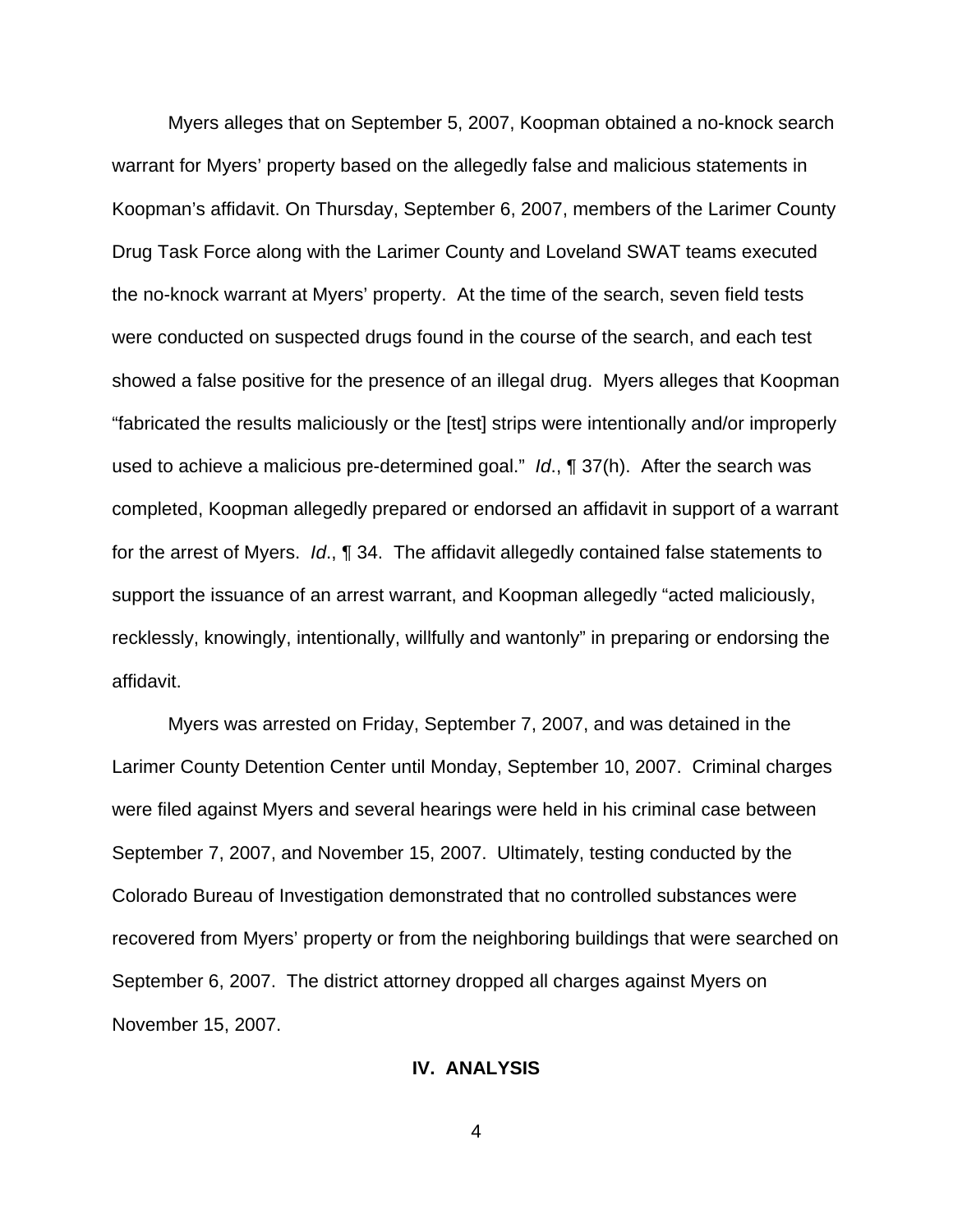Myers alleges that on September 5, 2007, Koopman obtained a no-knock search warrant for Myers' property based on the allegedly false and malicious statements in Koopman's affidavit. On Thursday, September 6, 2007, members of the Larimer County Drug Task Force along with the Larimer County and Loveland SWAT teams executed the no-knock warrant at Myers' property. At the time of the search, seven field tests were conducted on suspected drugs found in the course of the search, and each test showed a false positive for the presence of an illegal drug. Myers alleges that Koopman "fabricated the results maliciously or the [test] strips were intentionally and/or improperly used to achieve a malicious pre-determined goal." *Id*., ¶ 37(h). After the search was completed, Koopman allegedly prepared or endorsed an affidavit in support of a warrant for the arrest of Myers. *Id*., ¶ 34. The affidavit allegedly contained false statements to support the issuance of an arrest warrant, and Koopman allegedly "acted maliciously, recklessly, knowingly, intentionally, willfully and wantonly" in preparing or endorsing the affidavit.

Myers was arrested on Friday, September 7, 2007, and was detained in the Larimer County Detention Center until Monday, September 10, 2007. Criminal charges were filed against Myers and several hearings were held in his criminal case between September 7, 2007, and November 15, 2007. Ultimately, testing conducted by the Colorado Bureau of Investigation demonstrated that no controlled substances were recovered from Myers' property or from the neighboring buildings that were searched on September 6, 2007. The district attorney dropped all charges against Myers on November 15, 2007.

## IV. ANALYSIS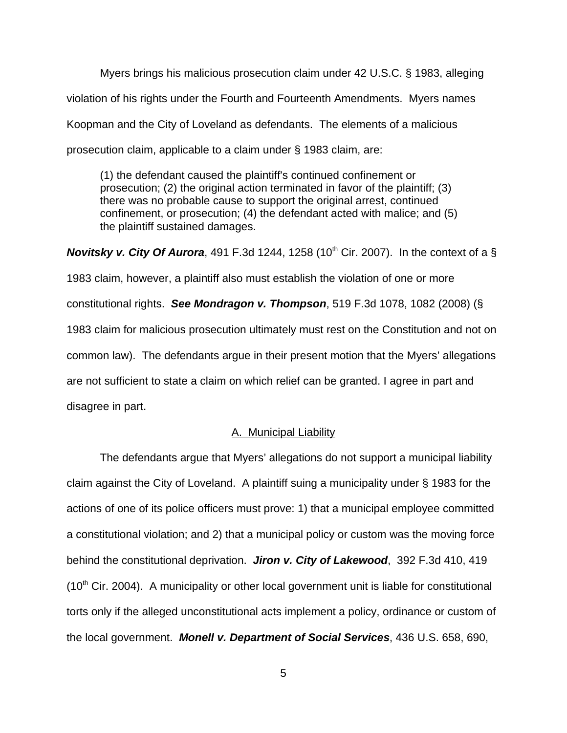Myers brings his malicious prosecution claim under 42 U.S.C. § 1983, alleging violation of his rights under the Fourth and Fourteenth Amendments. Myers names Koopman and the City of Loveland as defendants. The elements of a malicious prosecution claim, applicable to a claim under § 1983 claim, are:

> (1) the defendant caused the plaintiff's continued confinement or prosecution; (2) the original action terminated in favor of the plaintiff; (3) there was no probable cause to support the original arrest, continued confinement, or prosecution; (4) the defendant acted with malice; and (5) the plaintiff sustained damages.

***Novitsky v. City Of Aurora***, 491 F.3d 1244, 1258 (10th Cir. 2007). In the context of a § 1983 claim, however, a plaintiff also must establish the violation of one or more constitutional rights. ***See Mondragon v. Thompson***, 519 F.3d 1078, 1082 (2008) (§ 1983 claim for malicious prosecution ultimately must rest on the Constitution and not on common law). The defendants argue in their present motion that the Myers' allegations are not sufficient to state a claim on which relief can be granted. I agree in part and disagree in part.

## A. Municipal Liability

The defendants argue that Myers' allegations do not support a municipal liability claim against the City of Loveland. A plaintiff suing a municipality under § 1983 for the actions of one of its police officers must prove: 1) that a municipal employee committed a constitutional violation; and 2) that a municipal policy or custom was the moving force behind the constitutional deprivation. ***Jiron v. City of Lakewood***, 392 F.3d 410, 419 (10th Cir. 2004). A municipality or other local government unit is liable for constitutional torts only if the alleged unconstitutional acts implement a policy, ordinance or custom of the local government. ***Monell v. Department of Social Services***, 436 U.S. 658, 690,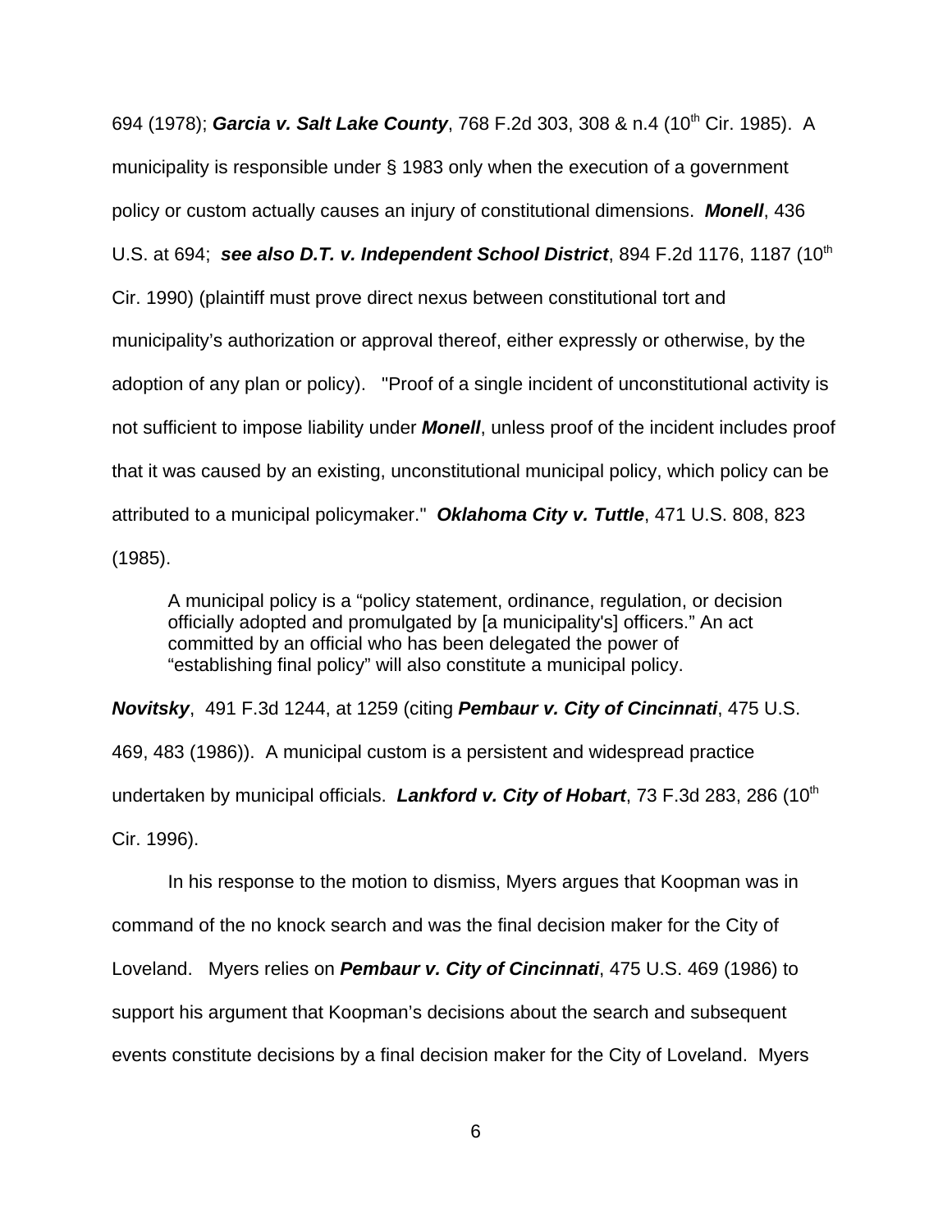694 (1978); ***Garcia v. Salt Lake County***, 768 F.2d 303, 308 & n.4 (10th Cir. 1985). A municipality is responsible under § 1983 only when the execution of a government policy or custom actually causes an injury of constitutional dimensions. ***Monell***, 436 U.S. at 694; ***see also D.T. v. Independent School District***, 894 F.2d 1176, 1187 (10th Cir. 1990) (plaintiff must prove direct nexus between constitutional tort and municipality's authorization or approval thereof, either expressly or otherwise, by the adoption of any plan or policy). "Proof of a single incident of unconstitutional activity is not sufficient to impose liability under ***Monell***, unless proof of the incident includes proof that it was caused by an existing, unconstitutional municipal policy, which policy can be attributed to a municipal policymaker." ***Oklahoma City v. Tuttle***, 471 U.S. 808, 823 (1985).

> A municipal policy is a "policy statement, ordinance, regulation, or decision officially adopted and promulgated by [a municipality's] officers." An act committed by an official who has been delegated the power of "establishing final policy" will also constitute a municipal policy.

***Novitsky***, 491 F.3d 1244, at 1259 (citing ***Pembaur v. City of Cincinnati***, 475 U.S. 469, 483 (1986)). A municipal custom is a persistent and widespread practice undertaken by municipal officials. ***Lankford v. City of Hobart***, 73 F.3d 283, 286 (10th Cir. 1996).

In his response to the motion to dismiss, Myers argues that Koopman was in command of the no knock search and was the final decision maker for the City of Loveland. Myers relies on ***Pembaur v. City of Cincinnati***, 475 U.S. 469 (1986) to support his argument that Koopman's decisions about the search and subsequent events constitute decisions by a final decision maker for the City of Loveland. Myers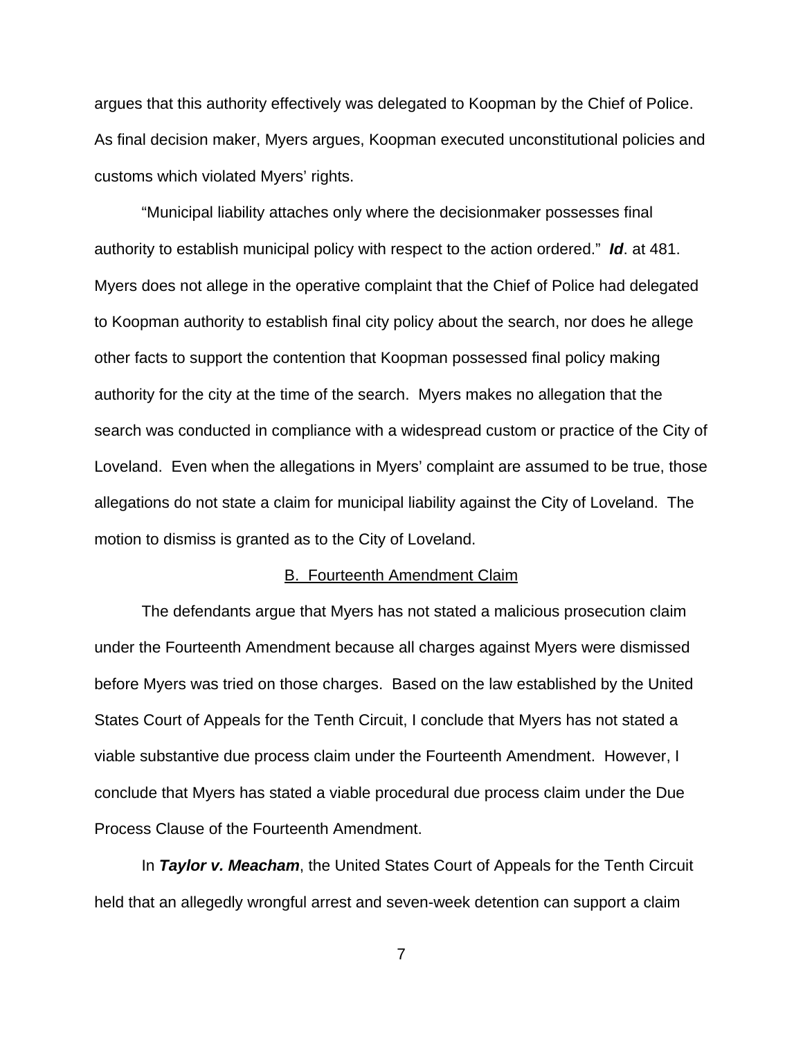argues that this authority effectively was delegated to Koopman by the Chief of Police. As final decision maker, Myers argues, Koopman executed unconstitutional policies and customs which violated Myers' rights.

"Municipal liability attaches only where the decisionmaker possesses final authority to establish municipal policy with respect to the action ordered." ***Id***. at 481. Myers does not allege in the operative complaint that the Chief of Police had delegated to Koopman authority to establish final city policy about the search, nor does he allege other facts to support the contention that Koopman possessed final policy making authority for the city at the time of the search. Myers makes no allegation that the search was conducted in compliance with a widespread custom or practice of the City of Loveland. Even when the allegations in Myers' complaint are assumed to be true, those allegations do not state a claim for municipal liability against the City of Loveland. The motion to dismiss is granted as to the City of Loveland.

## B. Fourteenth Amendment Claim

The defendants argue that Myers has not stated a malicious prosecution claim under the Fourteenth Amendment because all charges against Myers were dismissed before Myers was tried on those charges. Based on the law established by the United States Court of Appeals for the Tenth Circuit, I conclude that Myers has not stated a viable substantive due process claim under the Fourteenth Amendment. However, I conclude that Myers has stated a viable procedural due process claim under the Due Process Clause of the Fourteenth Amendment.

In ***Taylor v. Meacham***, the United States Court of Appeals for the Tenth Circuit held that an allegedly wrongful arrest and seven-week detention can support a claim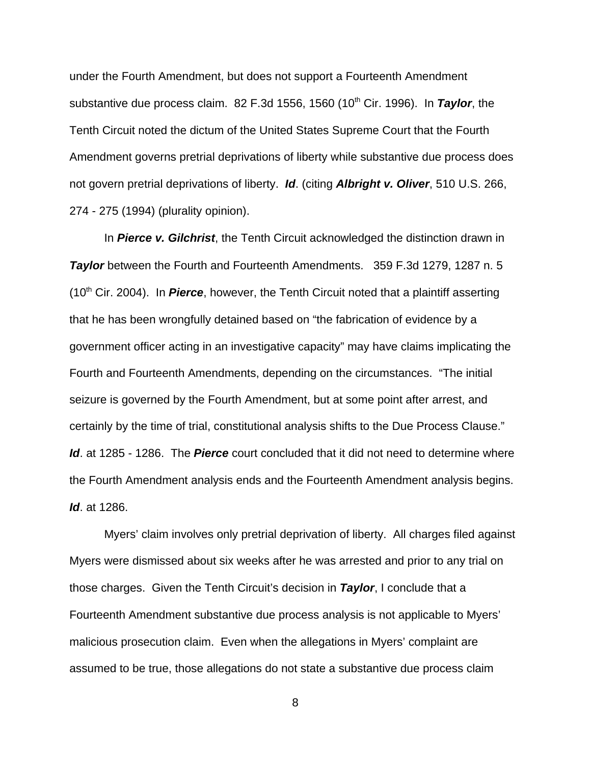under the Fourth Amendment, but does not support a Fourteenth Amendment substantive due process claim. 82 F.3d 1556, 1560 (10th Cir. 1996). In ***Taylor***, the Tenth Circuit noted the dictum of the United States Supreme Court that the Fourth Amendment governs pretrial deprivations of liberty while substantive due process does not govern pretrial deprivations of liberty. ***Id***. (citing ***Albright v. Oliver***, 510 U.S. 266, 274 - 275 (1994) (plurality opinion).

In ***Pierce v. Gilchrist***, the Tenth Circuit acknowledged the distinction drawn in ***Taylor*** between the Fourth and Fourteenth Amendments. 359 F.3d 1279, 1287 n. 5 (10th Cir. 2004). In ***Pierce***, however, the Tenth Circuit noted that a plaintiff asserting that he has been wrongfully detained based on "the fabrication of evidence by a government officer acting in an investigative capacity" may have claims implicating the Fourth and Fourteenth Amendments, depending on the circumstances. "The initial seizure is governed by the Fourth Amendment, but at some point after arrest, and certainly by the time of trial, constitutional analysis shifts to the Due Process Clause." ***Id***. at 1285 - 1286. The ***Pierce*** court concluded that it did not need to determine where the Fourth Amendment analysis ends and the Fourteenth Amendment analysis begins. ***Id***. at 1286.

Myers' claim involves only pretrial deprivation of liberty. All charges filed against Myers were dismissed about six weeks after he was arrested and prior to any trial on those charges. Given the Tenth Circuit's decision in ***Taylor***, I conclude that a Fourteenth Amendment substantive due process analysis is not applicable to Myers' malicious prosecution claim. Even when the allegations in Myers' complaint are assumed to be true, those allegations do not state a substantive due process claim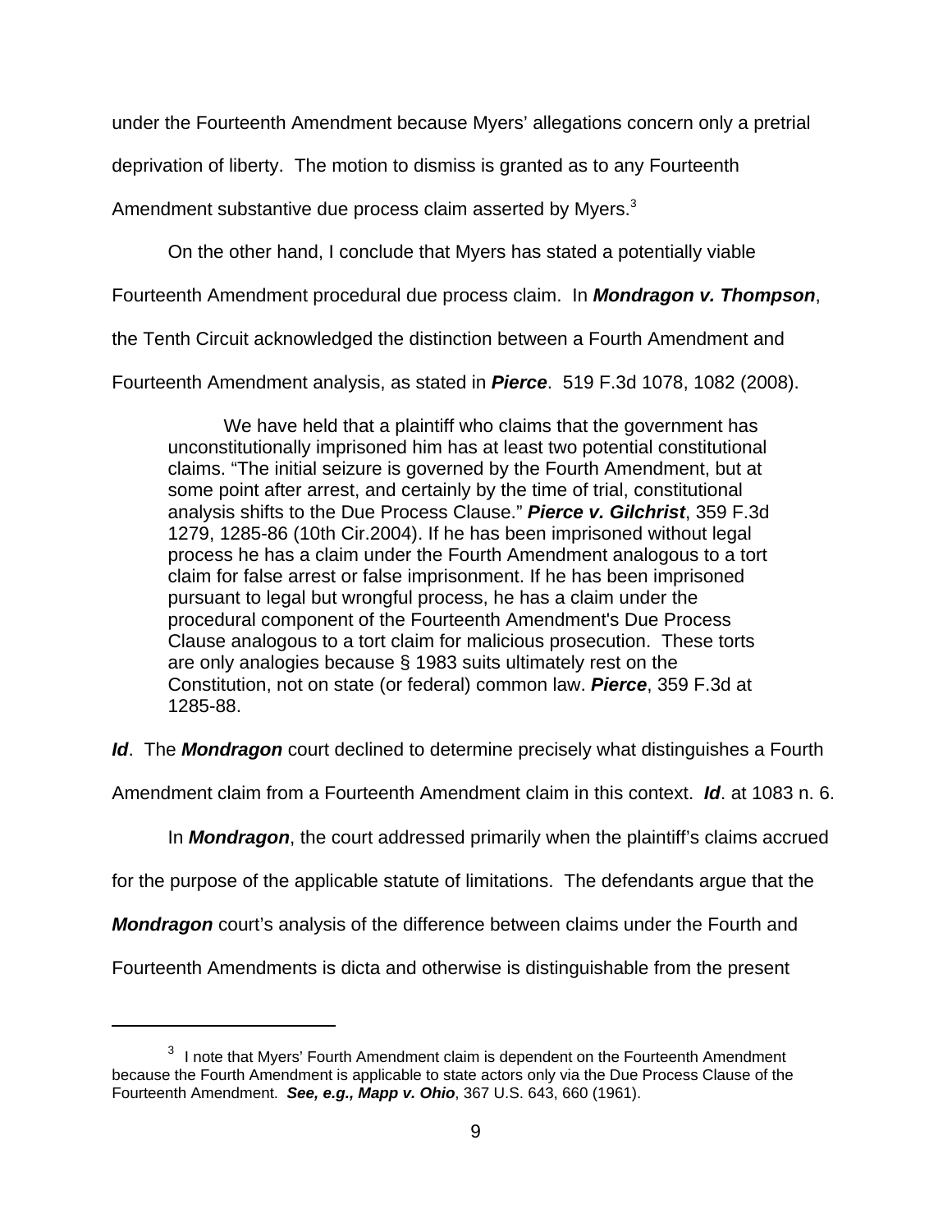under the Fourteenth Amendment because Myers' allegations concern only a pretrial deprivation of liberty. The motion to dismiss is granted as to any Fourteenth Amendment substantive due process claim asserted by Myers.[3]

On the other hand, I conclude that Myers has stated a potentially viable Fourteenth Amendment procedural due process claim. In ***Mondragon v. Thompson***, the Tenth Circuit acknowledged the distinction between a Fourth Amendment and Fourteenth Amendment analysis, as stated in ***Pierce***. 519 F.3d 1078, 1082 (2008).

> We have held that a plaintiff who claims that the government has unconstitutionally imprisoned him has at least two potential constitutional claims. "The initial seizure is governed by the Fourth Amendment, but at some point after arrest, and certainly by the time of trial, constitutional analysis shifts to the Due Process Clause." ***Pierce v. Gilchrist***, 359 F.3d 1279, 1285-86 (10th Cir.2004). If he has been imprisoned without legal process he has a claim under the Fourth Amendment analogous to a tort claim for false arrest or false imprisonment. If he has been imprisoned pursuant to legal but wrongful process, he has a claim under the procedural component of the Fourteenth Amendment's Due Process Clause analogous to a tort claim for malicious prosecution. These torts are only analogies because § 1983 suits ultimately rest on the Constitution, not on state (or federal) common law. ***Pierce***, 359 F.3d at 1285-88.

***Id***. The ***Mondragon*** court declined to determine precisely what distinguishes a Fourth Amendment claim from a Fourteenth Amendment claim in this context. ***Id***. at 1083 n. 6.

In ***Mondragon***, the court addressed primarily when the plaintiff's claims accrued for the purpose of the applicable statute of limitations. The defendants argue that the ***Mondragon*** court's analysis of the difference between claims under the Fourth and Fourteenth Amendments is dicta and otherwise is distinguishable from the present

---

[3] I note that Myers' Fourth Amendment claim is dependent on the Fourteenth Amendment because the Fourth Amendment is applicable to state actors only via the Due Process Clause of the Fourteenth Amendment. ***See, e.g., Mapp v. Ohio***, 367 U.S. 643, 660 (1961).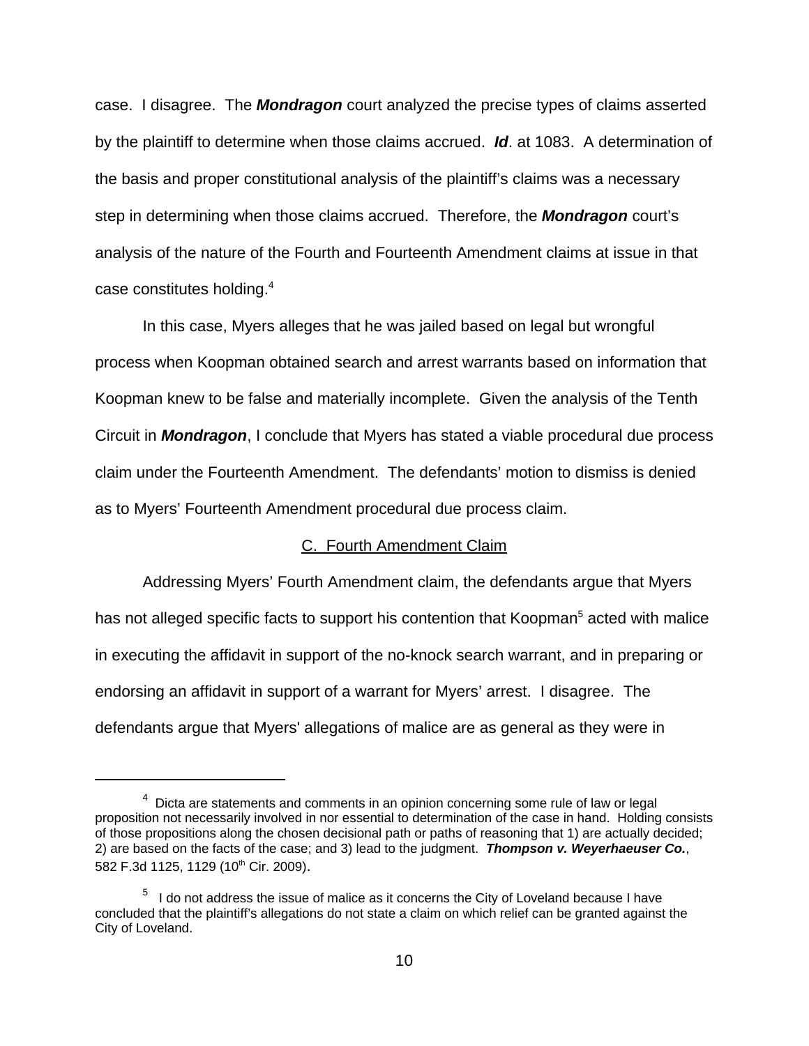case. I disagree. The ***Mondragon*** court analyzed the precise types of claims asserted by the plaintiff to determine when those claims accrued. ***Id***. at 1083. A determination of the basis and proper constitutional analysis of the plaintiff's claims was a necessary step in determining when those claims accrued. Therefore, the ***Mondragon*** court's analysis of the nature of the Fourth and Fourteenth Amendment claims at issue in that case constitutes holding.[4]

In this case, Myers alleges that he was jailed based on legal but wrongful process when Koopman obtained search and arrest warrants based on information that Koopman knew to be false and materially incomplete. Given the analysis of the Tenth Circuit in ***Mondragon***, I conclude that Myers has stated a viable procedural due process claim under the Fourteenth Amendment. The defendants' motion to dismiss is denied as to Myers' Fourteenth Amendment procedural due process claim.

C. Fourth Amendment Claim

Addressing Myers' Fourth Amendment claim, the defendants argue that Myers has not alleged specific facts to support his contention that Koopman[5] acted with malice in executing the affidavit in support of the no-knock search warrant, and in preparing or endorsing an affidavit in support of a warrant for Myers' arrest. I disagree. The defendants argue that Myers' allegations of malice are as general as they were in

---

[4] Dicta are statements and comments in an opinion concerning some rule of law or legal proposition not necessarily involved in nor essential to determination of the case in hand. Holding consists of those propositions along the chosen decisional path or paths of reasoning that 1) are actually decided; 2) are based on the facts of the case; and 3) lead to the judgment. ***Thompson v. Weyerhaeuser Co.***, 582 F.3d 1125, 1129 (10th Cir. 2009).

[5] I do not address the issue of malice as it concerns the City of Loveland because I have concluded that the plaintiff's allegations do not state a claim on which relief can be granted against the City of Loveland.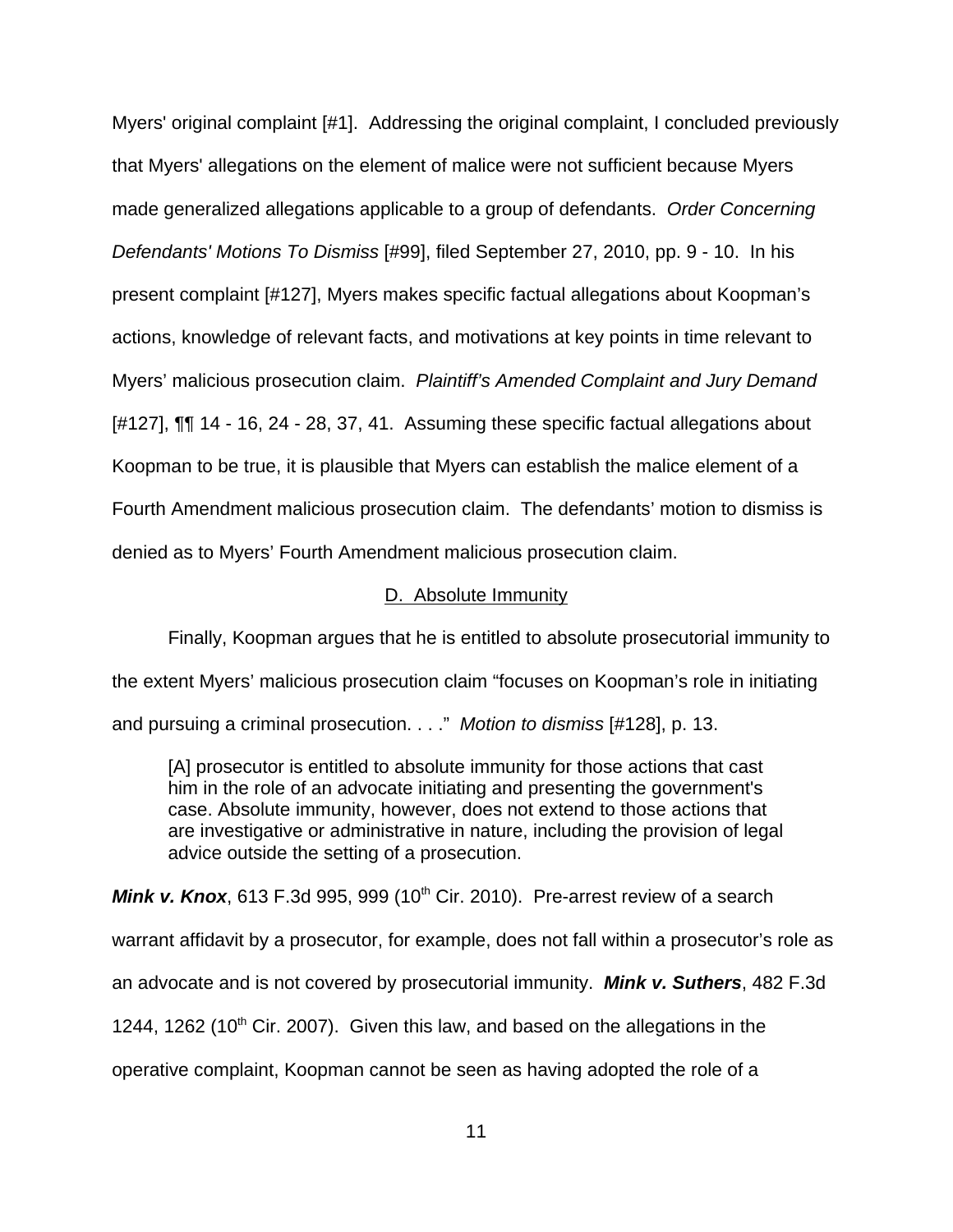Myers' original complaint [#1]. Addressing the original complaint, I concluded previously that Myers' allegations on the element of malice were not sufficient because Myers made generalized allegations applicable to a group of defendants. *Order Concerning Defendants' Motions To Dismiss* [#99], filed September 27, 2010, pp. 9 - 10. In his present complaint [#127], Myers makes specific factual allegations about Koopman's actions, knowledge of relevant facts, and motivations at key points in time relevant to Myers' malicious prosecution claim. *Plaintiff's Amended Complaint and Jury Demand* [#127], ¶¶ 14 - 16, 24 - 28, 37, 41. Assuming these specific factual allegations about Koopman to be true, it is plausible that Myers can establish the malice element of a Fourth Amendment malicious prosecution claim. The defendants' motion to dismiss is denied as to Myers' Fourth Amendment malicious prosecution claim.

## D. Absolute Immunity

Finally, Koopman argues that he is entitled to absolute prosecutorial immunity to the extent Myers' malicious prosecution claim "focuses on Koopman's role in initiating and pursuing a criminal prosecution. . . ." *Motion to dismiss* [#128], p. 13.

> [A] prosecutor is entitled to absolute immunity for those actions that cast him in the role of an advocate initiating and presenting the government's case. Absolute immunity, however, does not extend to those actions that are investigative or administrative in nature, including the provision of legal advice outside the setting of a prosecution.

***Mink v. Knox***, 613 F.3d 995, 999 (10th Cir. 2010). Pre-arrest review of a search warrant affidavit by a prosecutor, for example, does not fall within a prosecutor's role as an advocate and is not covered by prosecutorial immunity. ***Mink v. Suthers***, 482 F.3d 1244, 1262 (10th Cir. 2007). Given this law, and based on the allegations in the operative complaint, Koopman cannot be seen as having adopted the role of a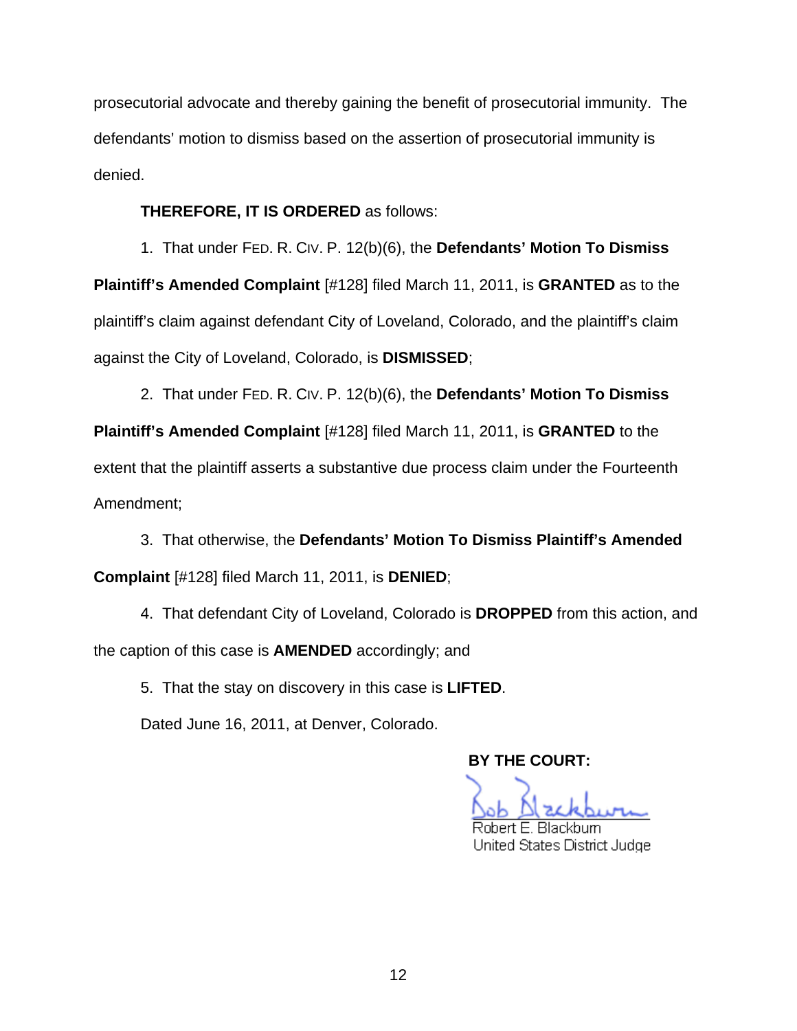prosecutorial advocate and thereby gaining the benefit of prosecutorial immunity. The defendants' motion to dismiss based on the assertion of prosecutorial immunity is denied.

**THEREFORE, IT IS ORDERED** as follows:

1. That under FED. R. CIV. P. 12(b)(6), the **Defendants' Motion To Dismiss Plaintiff's Amended Complaint** [#128] filed March 11, 2011, is **GRANTED** as to the plaintiff's claim against defendant City of Loveland, Colorado, and the plaintiff's claim against the City of Loveland, Colorado, is **DISMISSED**;

2. That under FED. R. CIV. P. 12(b)(6), the **Defendants' Motion To Dismiss Plaintiff's Amended Complaint** [#128] filed March 11, 2011, is **GRANTED** to the extent that the plaintiff asserts a substantive due process claim under the Fourteenth Amendment;

3. That otherwise, the **Defendants' Motion To Dismiss Plaintiff's Amended Complaint** [#128] filed March 11, 2011, is **DENIED**;

4. That defendant City of Loveland, Colorado is **DROPPED** from this action, and the caption of this case is **AMENDED** accordingly; and

5. That the stay on discovery in this case is **LIFTED**.

Dated June 16, 2011, at Denver, Colorado.

**BY THE COURT:**

Robert E. Blackburn
United States District Judge